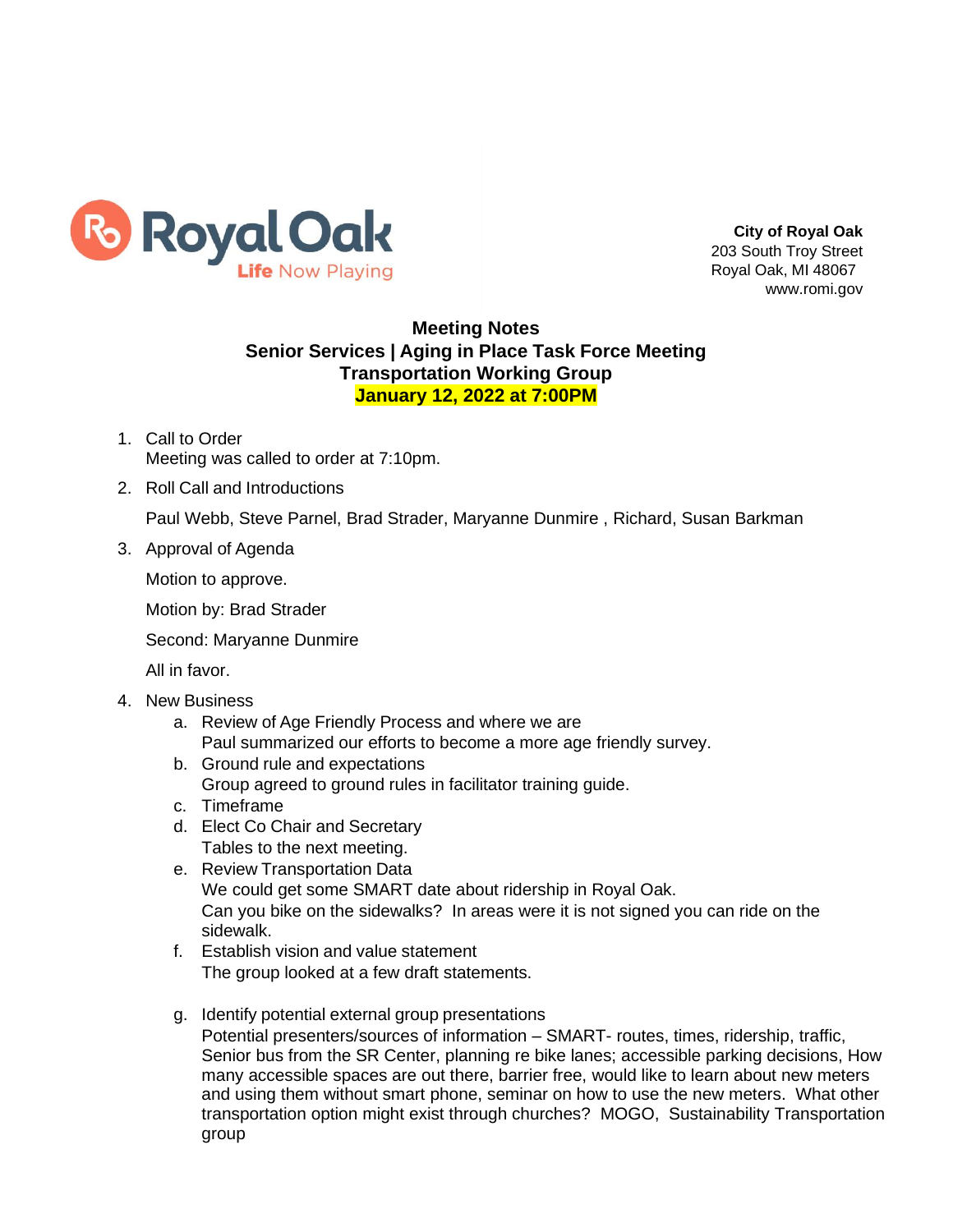**City of Royal Oak**
203 South Troy Street
Royal Oak, MI 48067
www.romi.gov

# Meeting Notes
## Senior Services | Aging in Place Task Force Meeting
## Transportation Working Group
## January 12, 2022 at 7:00PM

1. Call to Order
   Meeting was called to order at 7:10pm.
2. Roll Call and Introductions

   Paul Webb, Steve Parnel, Brad Strader, Maryanne Dunmire , Richard, Susan Barkman
3. Approval of Agenda

   Motion to approve.

   Motion by: Brad Strader

   Second: Maryanne Dunmire

   All in favor.
4. New Business
   a. Review of Age Friendly Process and where we are
      Paul summarized our efforts to become a more age friendly survey.
   b. Ground rule and expectations
      Group agreed to ground rules in facilitator training guide.
   c. Timeframe
   d. Elect Co Chair and Secretary
      Tables to the next meeting.
   e. Review Transportation Data
      We could get some SMART date about ridership in Royal Oak.
      Can you bike on the sidewalks? In areas were it is not signed you can ride on the sidewalk.
   f. Establish vision and value statement
      The group looked at a few draft statements.
   g. Identify potential external group presentations
      Potential presenters/sources of information – SMART- routes, times, ridership, traffic, Senior bus from the SR Center, planning re bike lanes; accessible parking decisions, How many accessible spaces are out there, barrier free, would like to learn about new meters and using them without smart phone, seminar on how to use the new meters. What other transportation option might exist through churches? MOGO, Sustainability Transportation group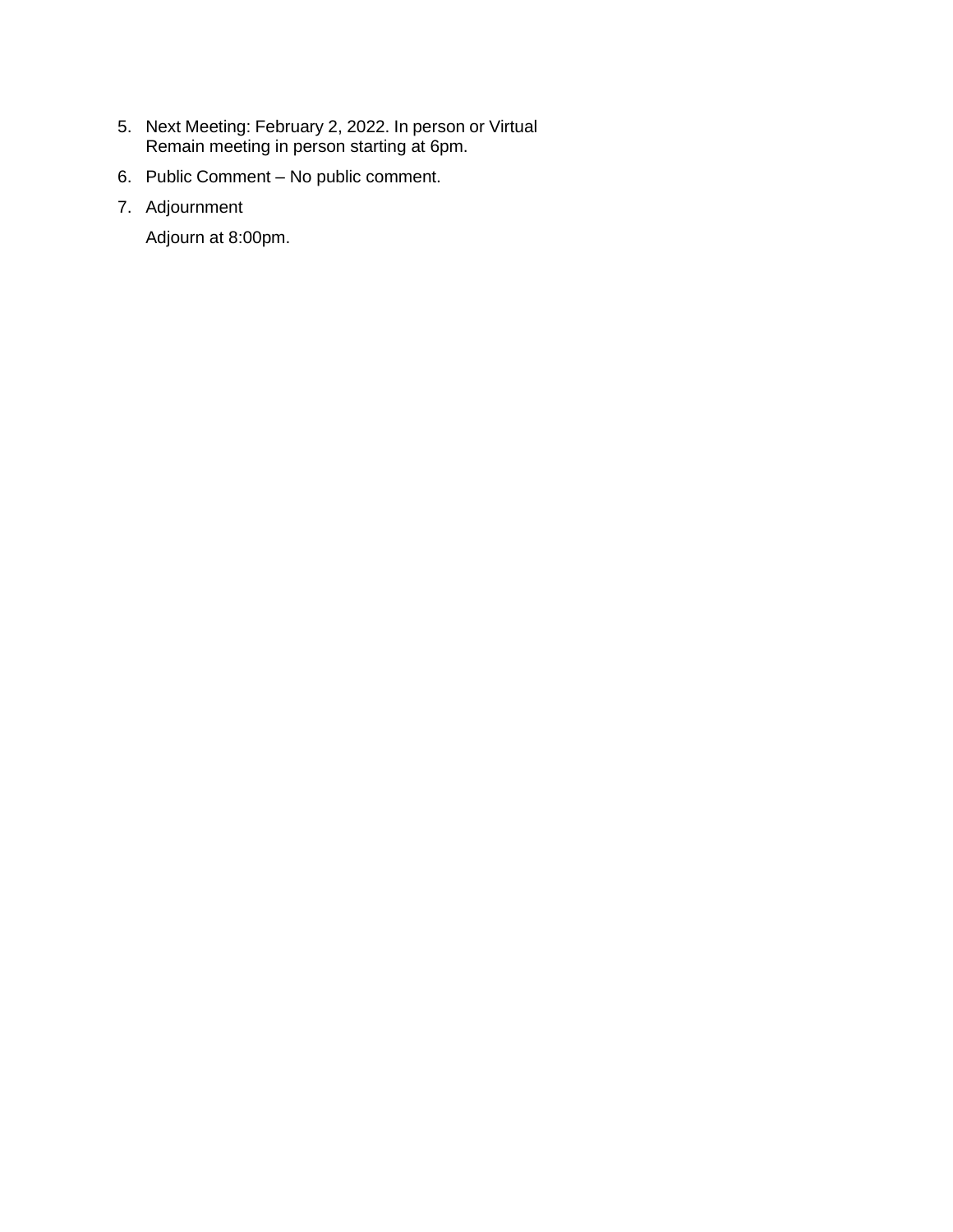5. Next Meeting: February 2, 2022. In person or Virtual
   Remain meeting in person starting at 6pm.

6. Public Comment – No public comment.

7. Adjournment

   Adjourn at 8:00pm.